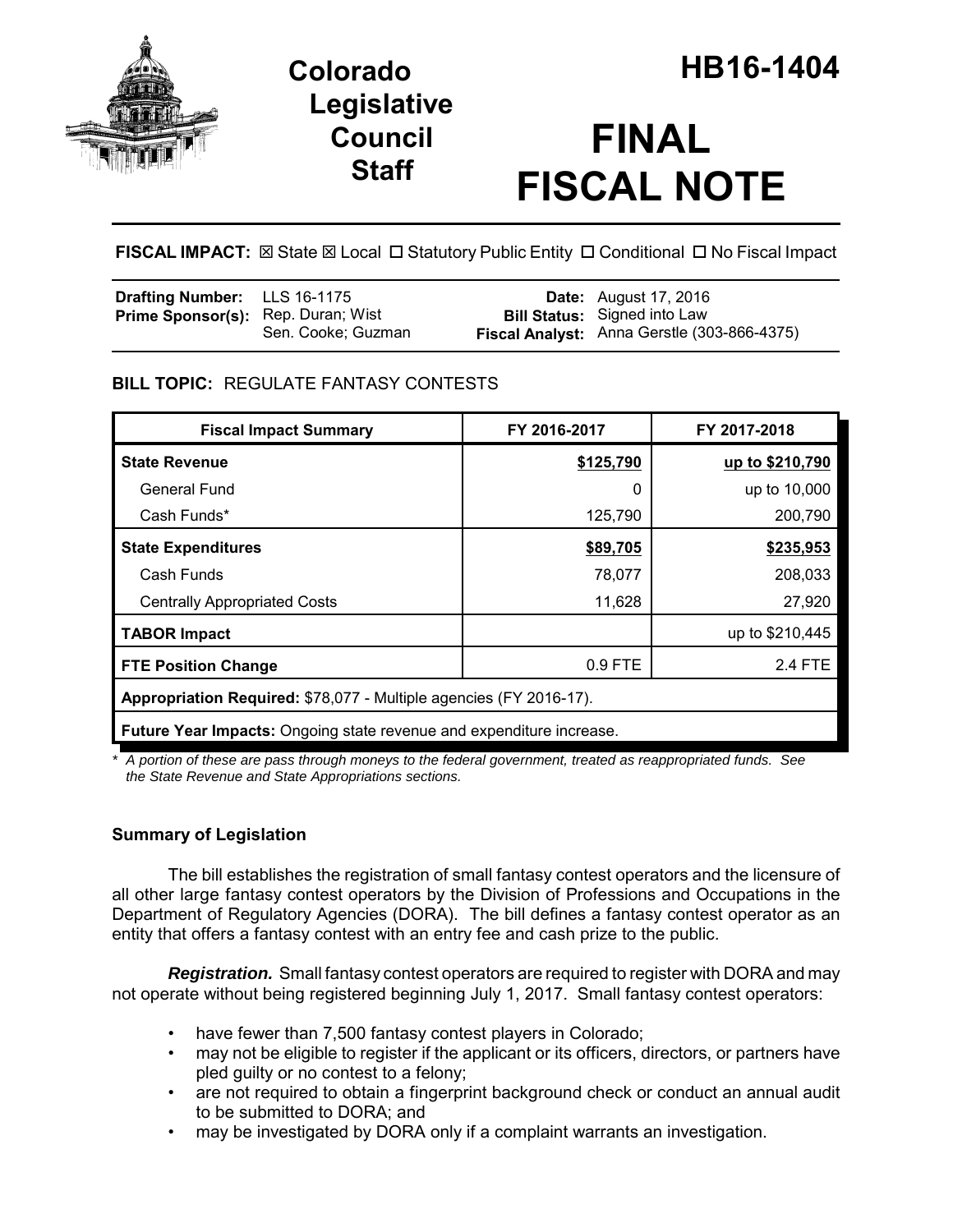# Colorado Legislative Council Staff

# HB16-1404

# FINAL FISCAL NOTE

**FISCAL IMPACT:** ☒ State ☒ Local ☐ Statutory Public Entity ☐ Conditional ☐ No Fiscal Impact

| | | | |
|---|---|---|---|
| **Drafting Number:** | LLS 16-1175 | **Date:** | August 17, 2016 |
| **Prime Sponsor(s):** | Rep. Duran; Wist<br>Sen. Cooke; Guzman | **Bill Status:** | Signed into Law |
| | | **Fiscal Analyst:** | Anna Gerstle (303-866-4375) |

## BILL TOPIC: REGULATE FANTASY CONTESTS

| Fiscal Impact Summary | FY 2016-2017 | FY 2017-2018 |
|---|---|---|
| **State Revenue** | **$125,790** | **up to $210,790** |
| General Fund | 0 | up to 10,000 |
| Cash Funds* | 125,790 | 200,790 |
| **State Expenditures** | **$89,705** | **$235,953** |
| Cash Funds | 78,077 | 208,033 |
| Centrally Appropriated Costs | 11,628 | 27,920 |
| **TABOR Impact** | | up to $210,445 |
| **FTE Position Change** | 0.9 FTE | 2.4 FTE |
| **Appropriation Required:** $78,077 - Multiple agencies (FY 2016-17). | | |
| **Future Year Impacts:** Ongoing state revenue and expenditure increase. | | |

*\* A portion of these are pass through moneys to the federal government, treated as reappropriated funds. See the State Revenue and State Appropriations sections.*

## Summary of Legislation

The bill establishes the registration of small fantasy contest operators and the licensure of all other large fantasy contest operators by the Division of Professions and Occupations in the Department of Regulatory Agencies (DORA). The bill defines a fantasy contest operator as an entity that offers a fantasy contest with an entry fee and cash prize to the public.

***Registration.*** Small fantasy contest operators are required to register with DORA and may not operate without being registered beginning July 1, 2017. Small fantasy contest operators:

- have fewer than 7,500 fantasy contest players in Colorado;
- may not be eligible to register if the applicant or its officers, directors, or partners have pled guilty or no contest to a felony;
- are not required to obtain a fingerprint background check or conduct an annual audit to be submitted to DORA; and
- may be investigated by DORA only if a complaint warrants an investigation.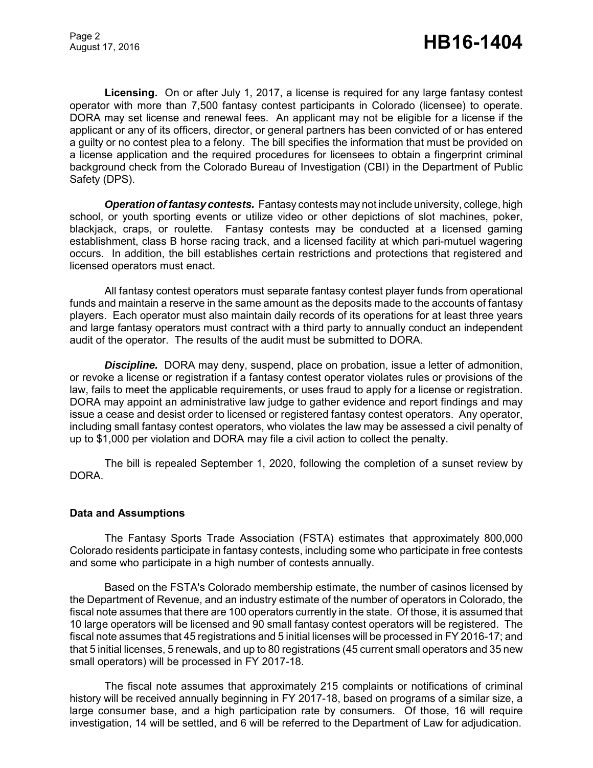**Licensing.** On or after July 1, 2017, a license is required for any large fantasy contest operator with more than 7,500 fantasy contest participants in Colorado (licensee) to operate. DORA may set license and renewal fees. An applicant may not be eligible for a license if the applicant or any of its officers, director, or general partners has been convicted of or has entered a guilty or no contest plea to a felony. The bill specifies the information that must be provided on a license application and the required procedures for licensees to obtain a fingerprint criminal background check from the Colorado Bureau of Investigation (CBI) in the Department of Public Safety (DPS).

***Operation of fantasy contests.*** Fantasy contests may not include university, college, high school, or youth sporting events or utilize video or other depictions of slot machines, poker, blackjack, craps, or roulette. Fantasy contests may be conducted at a licensed gaming establishment, class B horse racing track, and a licensed facility at which pari-mutuel wagering occurs. In addition, the bill establishes certain restrictions and protections that registered and licensed operators must enact.

All fantasy contest operators must separate fantasy contest player funds from operational funds and maintain a reserve in the same amount as the deposits made to the accounts of fantasy players. Each operator must also maintain daily records of its operations for at least three years and large fantasy operators must contract with a third party to annually conduct an independent audit of the operator. The results of the audit must be submitted to DORA.

***Discipline.*** DORA may deny, suspend, place on probation, issue a letter of admonition, or revoke a license or registration if a fantasy contest operator violates rules or provisions of the law, fails to meet the applicable requirements, or uses fraud to apply for a license or registration. DORA may appoint an administrative law judge to gather evidence and report findings and may issue a cease and desist order to licensed or registered fantasy contest operators. Any operator, including small fantasy contest operators, who violates the law may be assessed a civil penalty of up to $1,000 per violation and DORA may file a civil action to collect the penalty.

The bill is repealed September 1, 2020, following the completion of a sunset review by DORA.

**Data and Assumptions**

The Fantasy Sports Trade Association (FSTA) estimates that approximately 800,000 Colorado residents participate in fantasy contests, including some who participate in free contests and some who participate in a high number of contests annually.

Based on the FSTA's Colorado membership estimate, the number of casinos licensed by the Department of Revenue, and an industry estimate of the number of operators in Colorado, the fiscal note assumes that there are 100 operators currently in the state. Of those, it is assumed that 10 large operators will be licensed and 90 small fantasy contest operators will be registered. The fiscal note assumes that 45 registrations and 5 initial licenses will be processed in FY 2016-17; and that 5 initial licenses, 5 renewals, and up to 80 registrations (45 current small operators and 35 new small operators) will be processed in FY 2017-18.

The fiscal note assumes that approximately 215 complaints or notifications of criminal history will be received annually beginning in FY 2017-18, based on programs of a similar size, a large consumer base, and a high participation rate by consumers. Of those, 16 will require investigation, 14 will be settled, and 6 will be referred to the Department of Law for adjudication.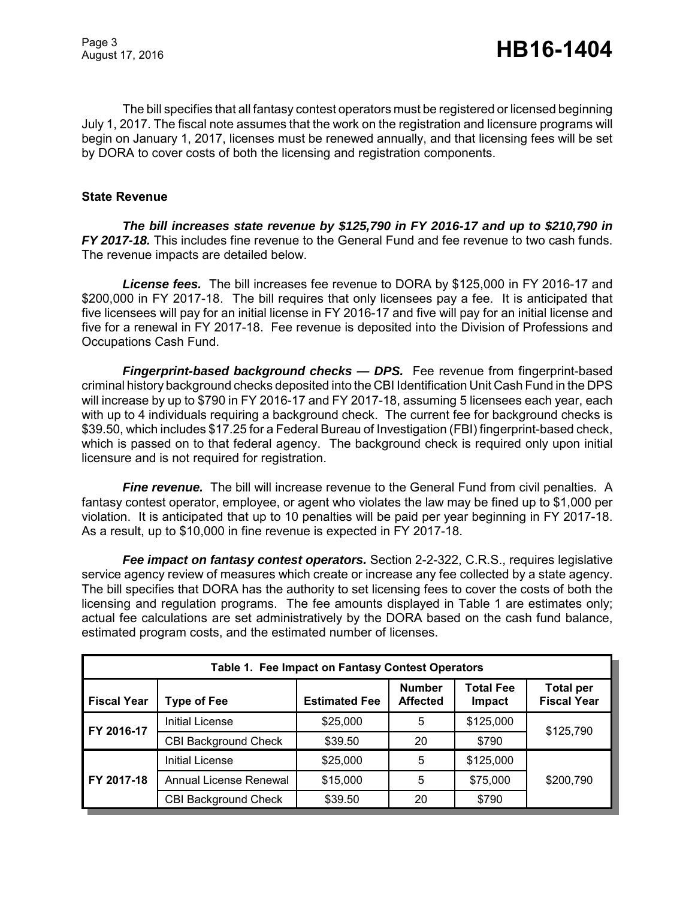The bill specifies that all fantasy contest operators must be registered or licensed beginning July 1, 2017. The fiscal note assumes that the work on the registration and licensure programs will begin on January 1, 2017, licenses must be renewed annually, and that licensing fees will be set by DORA to cover costs of both the licensing and registration components.

### State Revenue

***The bill increases state revenue by $125,790 in FY 2016-17 and up to $210,790 in FY 2017-18.*** This includes fine revenue to the General Fund and fee revenue to two cash funds. The revenue impacts are detailed below.

***License fees.*** The bill increases fee revenue to DORA by $125,000 in FY 2016-17 and $200,000 in FY 2017-18. The bill requires that only licensees pay a fee. It is anticipated that five licensees will pay for an initial license in FY 2016-17 and five will pay for an initial license and five for a renewal in FY 2017-18. Fee revenue is deposited into the Division of Professions and Occupations Cash Fund.

***Fingerprint-based background checks — DPS.*** Fee revenue from fingerprint-based criminal history background checks deposited into the CBI Identification Unit Cash Fund in the DPS will increase by up to $790 in FY 2016-17 and FY 2017-18, assuming 5 licensees each year, each with up to 4 individuals requiring a background check. The current fee for background checks is $39.50, which includes $17.25 for a Federal Bureau of Investigation (FBI) fingerprint-based check, which is passed on to that federal agency. The background check is required only upon initial licensure and is not required for registration.

***Fine revenue.*** The bill will increase revenue to the General Fund from civil penalties. A fantasy contest operator, employee, or agent who violates the law may be fined up to $1,000 per violation. It is anticipated that up to 10 penalties will be paid per year beginning in FY 2017-18. As a result, up to $10,000 in fine revenue is expected in FY 2017-18.

***Fee impact on fantasy contest operators.*** Section 2-2-322, C.R.S., requires legislative service agency review of measures which create or increase any fee collected by a state agency. The bill specifies that DORA has the authority to set licensing fees to cover the costs of both the licensing and regulation programs. The fee amounts displayed in Table 1 are estimates only; actual fee calculations are set administratively by the DORA based on the cash fund balance, estimated program costs, and the estimated number of licenses.

**Table 1. Fee Impact on Fantasy Contest Operators**

| Fiscal Year | Type of Fee | Estimated Fee | Number Affected | Total Fee Impact | Total per Fiscal Year |
|---|---|---|---|---|---|
| FY 2016-17 | Initial License | $25,000 | 5 | $125,000 | $125,790 |
| | CBI Background Check | $39.50 | 20 | $790 | |
| FY 2017-18 | Initial License | $25,000 | 5 | $125,000 | $200,790 |
| | Annual License Renewal | $15,000 | 5 | $75,000 | |
| | CBI Background Check | $39.50 | 20 | $790 | |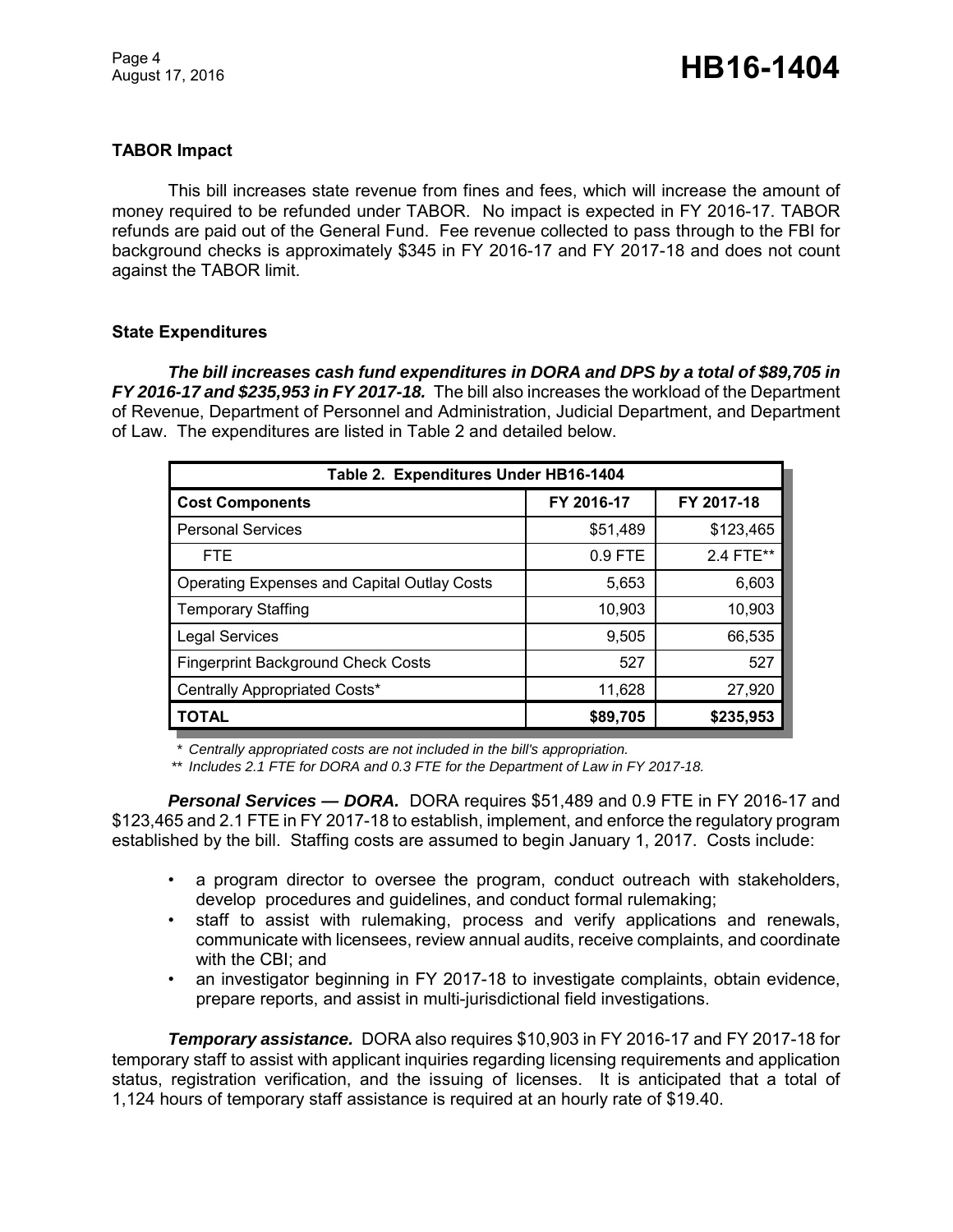**TABOR Impact**

This bill increases state revenue from fines and fees, which will increase the amount of money required to be refunded under TABOR. No impact is expected in FY 2016-17. TABOR refunds are paid out of the General Fund. Fee revenue collected to pass through to the FBI for background checks is approximately $345 in FY 2016-17 and FY 2017-18 and does not count against the TABOR limit.

**State Expenditures**

***The bill increases cash fund expenditures in DORA and DPS by a total of $89,705 in FY 2016-17 and $235,953 in FY 2017-18.*** The bill also increases the workload of the Department of Revenue, Department of Personnel and Administration, Judicial Department, and Department of Law. The expenditures are listed in Table 2 and detailed below.

| Table 2. Expenditures Under HB16-1404 | | |
|---|---|---|
| **Cost Components** | **FY 2016-17** | **FY 2017-18** |
| Personal Services | $51,489 | $123,465 |
| FTE | 0.9 FTE | 2.4 FTE** |
| Operating Expenses and Capital Outlay Costs | 5,653 | 6,603 |
| Temporary Staffing | 10,903 | 10,903 |
| Legal Services | 9,505 | 66,535 |
| Fingerprint Background Check Costs | 527 | 527 |
| Centrally Appropriated Costs* | 11,628 | 27,920 |
| **TOTAL** | **$89,705** | **$235,953** |

*\* Centrally appropriated costs are not included in the bill's appropriation.*
*\*\* Includes 2.1 FTE for DORA and 0.3 FTE for the Department of Law in FY 2017-18.*

***Personal Services — DORA.*** DORA requires $51,489 and 0.9 FTE in FY 2016-17 and $123,465 and 2.1 FTE in FY 2017-18 to establish, implement, and enforce the regulatory program established by the bill. Staffing costs are assumed to begin January 1, 2017. Costs include:

- a program director to oversee the program, conduct outreach with stakeholders, develop procedures and guidelines, and conduct formal rulemaking;
- staff to assist with rulemaking, process and verify applications and renewals, communicate with licensees, review annual audits, receive complaints, and coordinate with the CBI; and
- an investigator beginning in FY 2017-18 to investigate complaints, obtain evidence, prepare reports, and assist in multi-jurisdictional field investigations.

***Temporary assistance.*** DORA also requires $10,903 in FY 2016-17 and FY 2017-18 for temporary staff to assist with applicant inquiries regarding licensing requirements and application status, registration verification, and the issuing of licenses. It is anticipated that a total of 1,124 hours of temporary staff assistance is required at an hourly rate of $19.40.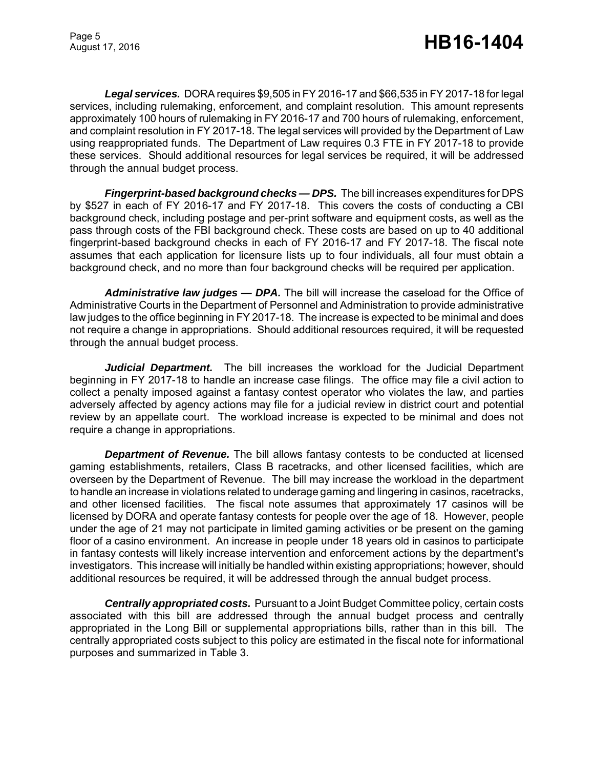***Legal services.*** DORA requires $9,505 in FY 2016-17 and $66,535 in FY 2017-18 for legal services, including rulemaking, enforcement, and complaint resolution. This amount represents approximately 100 hours of rulemaking in FY 2016-17 and 700 hours of rulemaking, enforcement, and complaint resolution in FY 2017-18. The legal services will provided by the Department of Law using reappropriated funds. The Department of Law requires 0.3 FTE in FY 2017-18 to provide these services. Should additional resources for legal services be required, it will be addressed through the annual budget process.

***Fingerprint-based background checks — DPS.*** The bill increases expenditures for DPS by $527 in each of FY 2016-17 and FY 2017-18. This covers the costs of conducting a CBI background check, including postage and per-print software and equipment costs, as well as the pass through costs of the FBI background check. These costs are based on up to 40 additional fingerprint-based background checks in each of FY 2016-17 and FY 2017-18. The fiscal note assumes that each application for licensure lists up to four individuals, all four must obtain a background check, and no more than four background checks will be required per application.

***Administrative law judges — DPA.*** The bill will increase the caseload for the Office of Administrative Courts in the Department of Personnel and Administration to provide administrative law judges to the office beginning in FY 2017-18. The increase is expected to be minimal and does not require a change in appropriations. Should additional resources required, it will be requested through the annual budget process.

***Judicial Department.*** The bill increases the workload for the Judicial Department beginning in FY 2017-18 to handle an increase case filings. The office may file a civil action to collect a penalty imposed against a fantasy contest operator who violates the law, and parties adversely affected by agency actions may file for a judicial review in district court and potential review by an appellate court. The workload increase is expected to be minimal and does not require a change in appropriations.

***Department of Revenue.*** The bill allows fantasy contests to be conducted at licensed gaming establishments, retailers, Class B racetracks, and other licensed facilities, which are overseen by the Department of Revenue. The bill may increase the workload in the department to handle an increase in violations related to underage gaming and lingering in casinos, racetracks, and other licensed facilities. The fiscal note assumes that approximately 17 casinos will be licensed by DORA and operate fantasy contests for people over the age of 18. However, people under the age of 21 may not participate in limited gaming activities or be present on the gaming floor of a casino environment. An increase in people under 18 years old in casinos to participate in fantasy contests will likely increase intervention and enforcement actions by the department's investigators. This increase will initially be handled within existing appropriations; however, should additional resources be required, it will be addressed through the annual budget process.

***Centrally appropriated costs.*** Pursuant to a Joint Budget Committee policy, certain costs associated with this bill are addressed through the annual budget process and centrally appropriated in the Long Bill or supplemental appropriations bills, rather than in this bill. The centrally appropriated costs subject to this policy are estimated in the fiscal note for informational purposes and summarized in Table 3.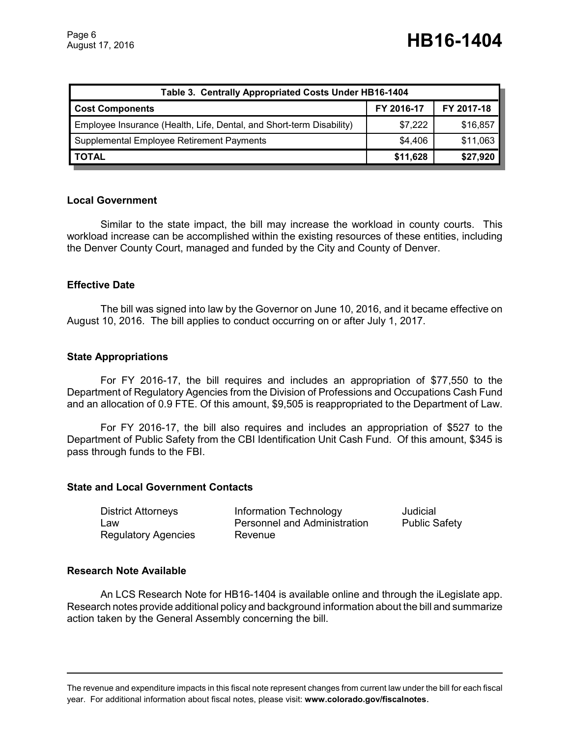| Table 3. Centrally Appropriated Costs Under HB16-1404 | | |
|---|---|---|
| **Cost Components** | **FY 2016-17** | **FY 2017-18** |
| Employee Insurance (Health, Life, Dental, and Short-term Disability) | $7,222 | $16,857 |
| Supplemental Employee Retirement Payments | $4,406 | $11,063 |
| **TOTAL** | **$11,628** | **$27,920** |

### Local Government

Similar to the state impact, the bill may increase the workload in county courts. This workload increase can be accomplished within the existing resources of these entities, including the Denver County Court, managed and funded by the City and County of Denver.

### Effective Date

The bill was signed into law by the Governor on June 10, 2016, and it became effective on August 10, 2016. The bill applies to conduct occurring on or after July 1, 2017.

### State Appropriations

For FY 2016-17, the bill requires and includes an appropriation of $77,550 to the Department of Regulatory Agencies from the Division of Professions and Occupations Cash Fund and an allocation of 0.9 FTE. Of this amount, $9,505 is reappropriated to the Department of Law.

For FY 2016-17, the bill also requires and includes an appropriation of $527 to the Department of Public Safety from the CBI Identification Unit Cash Fund. Of this amount, $345 is pass through funds to the FBI.

### State and Local Government Contacts

District Attorneys
Information Technology
Judicial
Law
Personnel and Administration
Public Safety
Regulatory Agencies
Revenue

### Research Note Available

An LCS Research Note for HB16-1404 is available online and through the iLegislate app. Research notes provide additional policy and background information about the bill and summarize action taken by the General Assembly concerning the bill.

The revenue and expenditure impacts in this fiscal note represent changes from current law under the bill for each fiscal year. For additional information about fiscal notes, please visit: **www.colorado.gov/fiscalnotes.**